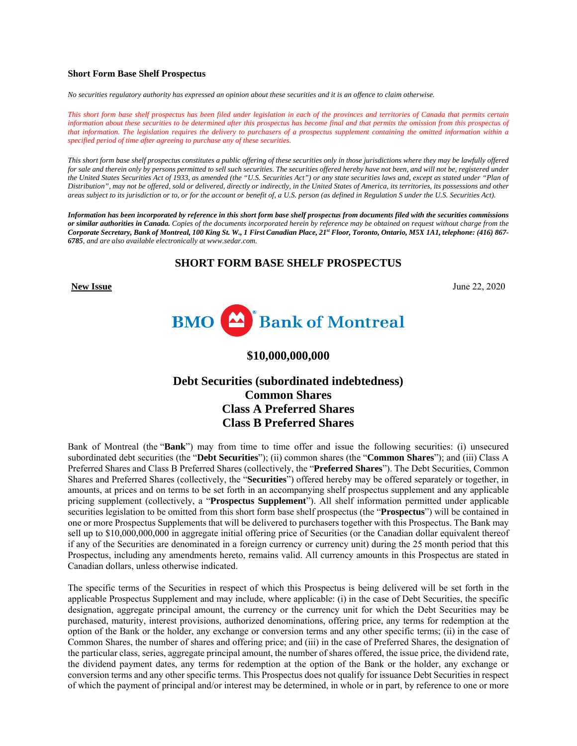**Short Form Base Shelf Prospectus**

*No securities regulatory authority has expressed an opinion about these securities and it is an offence to claim otherwise.*

*This short form base shelf prospectus has been filed under legislation in each of the provinces and territories of Canada that permits certain information about these securities to be determined after this prospectus has become final and that permits the omission from this prospectus of that information. The legislation requires the delivery to purchasers of a prospectus supplement containing the omitted information within a specified period of time after agreeing to purchase any of these securities.*

*This short form base shelf prospectus constitutes a public offering of these securities only in those jurisdictions where they may be lawfully offered for sale and therein only by persons permitted to sell such securities. The securities offered hereby have not been, and will not be, registered under the United States Securities Act of 1933, as amended (the "U.S. Securities Act") or any state securities laws and, except as stated under "Plan of Distribution", may not be offered, sold or delivered, directly or indirectly, in the United States of America, its territories, its possessions and other areas subject to its jurisdiction or to, or for the account or benefit of, a U.S. person (as defined in Regulation S under the U.S. Securities Act).*

***Information has been incorporated by reference in this short form base shelf prospectus from documents filed with the securities commissions or similar authorities in Canada.*** *Copies of the documents incorporated herein by reference may be obtained on request without charge from the* ***Corporate Secretary, Bank of Montreal, 100 King St. W., 1 First Canadian Place, 21st Floor, Toronto, Ontario, M5X 1A1, telephone: (416) 867-6785****, and are also available electronically at www.sedar.com.*

## SHORT FORM BASE SHELF PROSPECTUS

**New Issue** June 22, 2020

BMO Bank of Montreal

## $10,000,000,000

## Debt Securities (subordinated indebtedness)
## Common Shares
## Class A Preferred Shares
## Class B Preferred Shares

Bank of Montreal (the "**Bank**") may from time to time offer and issue the following securities: (i) unsecured subordinated debt securities (the "**Debt Securities**"); (ii) common shares (the "**Common Shares**"); and (iii) Class A Preferred Shares and Class B Preferred Shares (collectively, the "**Preferred Shares**"). The Debt Securities, Common Shares and Preferred Shares (collectively, the "**Securities**") offered hereby may be offered separately or together, in amounts, at prices and on terms to be set forth in an accompanying shelf prospectus supplement and any applicable pricing supplement (collectively, a "**Prospectus Supplement**"). All shelf information permitted under applicable securities legislation to be omitted from this short form base shelf prospectus (the "**Prospectus**") will be contained in one or more Prospectus Supplements that will be delivered to purchasers together with this Prospectus. The Bank may sell up to $10,000,000,000 in aggregate initial offering price of Securities (or the Canadian dollar equivalent thereof if any of the Securities are denominated in a foreign currency or currency unit) during the 25 month period that this Prospectus, including any amendments hereto, remains valid. All currency amounts in this Prospectus are stated in Canadian dollars, unless otherwise indicated.

The specific terms of the Securities in respect of which this Prospectus is being delivered will be set forth in the applicable Prospectus Supplement and may include, where applicable: (i) in the case of Debt Securities, the specific designation, aggregate principal amount, the currency or the currency unit for which the Debt Securities may be purchased, maturity, interest provisions, authorized denominations, offering price, any terms for redemption at the option of the Bank or the holder, any exchange or conversion terms and any other specific terms; (ii) in the case of Common Shares, the number of shares and offering price; and (iii) in the case of Preferred Shares, the designation of the particular class, series, aggregate principal amount, the number of shares offered, the issue price, the dividend rate, the dividend payment dates, any terms for redemption at the option of the Bank or the holder, any exchange or conversion terms and any other specific terms. This Prospectus does not qualify for issuance Debt Securities in respect of which the payment of principal and/or interest may be determined, in whole or in part, by reference to one or more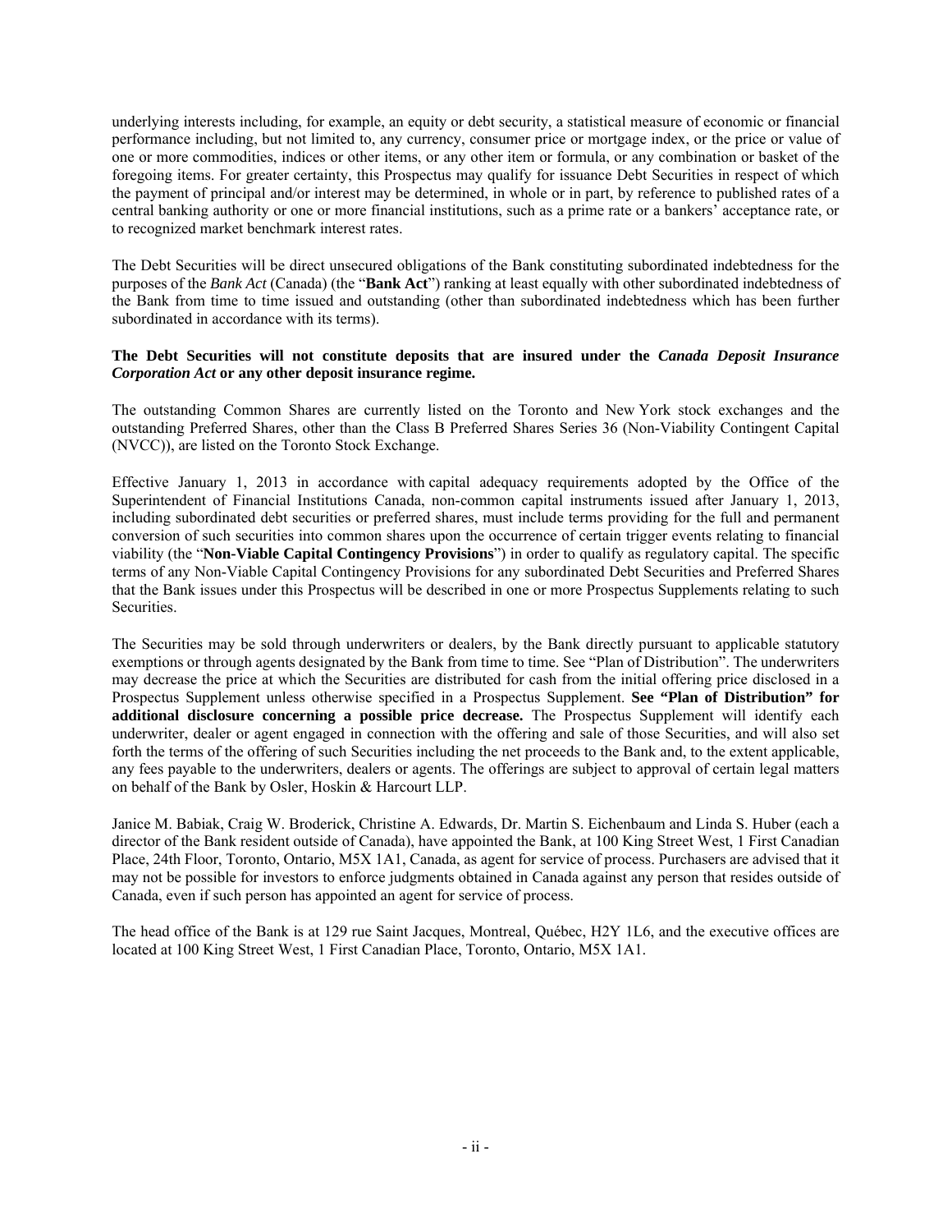underlying interests including, for example, an equity or debt security, a statistical measure of economic or financial performance including, but not limited to, any currency, consumer price or mortgage index, or the price or value of one or more commodities, indices or other items, or any other item or formula, or any combination or basket of the foregoing items. For greater certainty, this Prospectus may qualify for issuance Debt Securities in respect of which the payment of principal and/or interest may be determined, in whole or in part, by reference to published rates of a central banking authority or one or more financial institutions, such as a prime rate or a bankers' acceptance rate, or to recognized market benchmark interest rates.

The Debt Securities will be direct unsecured obligations of the Bank constituting subordinated indebtedness for the purposes of the *Bank Act* (Canada) (the "**Bank Act**") ranking at least equally with other subordinated indebtedness of the Bank from time to time issued and outstanding (other than subordinated indebtedness which has been further subordinated in accordance with its terms).

**The Debt Securities will not constitute deposits that are insured under the *Canada Deposit Insurance Corporation Act* or any other deposit insurance regime.**

The outstanding Common Shares are currently listed on the Toronto and New York stock exchanges and the outstanding Preferred Shares, other than the Class B Preferred Shares Series 36 (Non-Viability Contingent Capital (NVCC)), are listed on the Toronto Stock Exchange.

Effective January 1, 2013 in accordance with capital adequacy requirements adopted by the Office of the Superintendent of Financial Institutions Canada, non-common capital instruments issued after January 1, 2013, including subordinated debt securities or preferred shares, must include terms providing for the full and permanent conversion of such securities into common shares upon the occurrence of certain trigger events relating to financial viability (the "**Non-Viable Capital Contingency Provisions**") in order to qualify as regulatory capital. The specific terms of any Non-Viable Capital Contingency Provisions for any subordinated Debt Securities and Preferred Shares that the Bank issues under this Prospectus will be described in one or more Prospectus Supplements relating to such Securities.

The Securities may be sold through underwriters or dealers, by the Bank directly pursuant to applicable statutory exemptions or through agents designated by the Bank from time to time. See "Plan of Distribution". The underwriters may decrease the price at which the Securities are distributed for cash from the initial offering price disclosed in a Prospectus Supplement unless otherwise specified in a Prospectus Supplement. **See "Plan of Distribution" for additional disclosure concerning a possible price decrease.** The Prospectus Supplement will identify each underwriter, dealer or agent engaged in connection with the offering and sale of those Securities, and will also set forth the terms of the offering of such Securities including the net proceeds to the Bank and, to the extent applicable, any fees payable to the underwriters, dealers or agents. The offerings are subject to approval of certain legal matters on behalf of the Bank by Osler, Hoskin & Harcourt LLP.

Janice M. Babiak, Craig W. Broderick, Christine A. Edwards, Dr. Martin S. Eichenbaum and Linda S. Huber (each a director of the Bank resident outside of Canada), have appointed the Bank, at 100 King Street West, 1 First Canadian Place, 24th Floor, Toronto, Ontario, M5X 1A1, Canada, as agent for service of process. Purchasers are advised that it may not be possible for investors to enforce judgments obtained in Canada against any person that resides outside of Canada, even if such person has appointed an agent for service of process.

The head office of the Bank is at 129 rue Saint Jacques, Montreal, Québec, H2Y 1L6, and the executive offices are located at 100 King Street West, 1 First Canadian Place, Toronto, Ontario, M5X 1A1.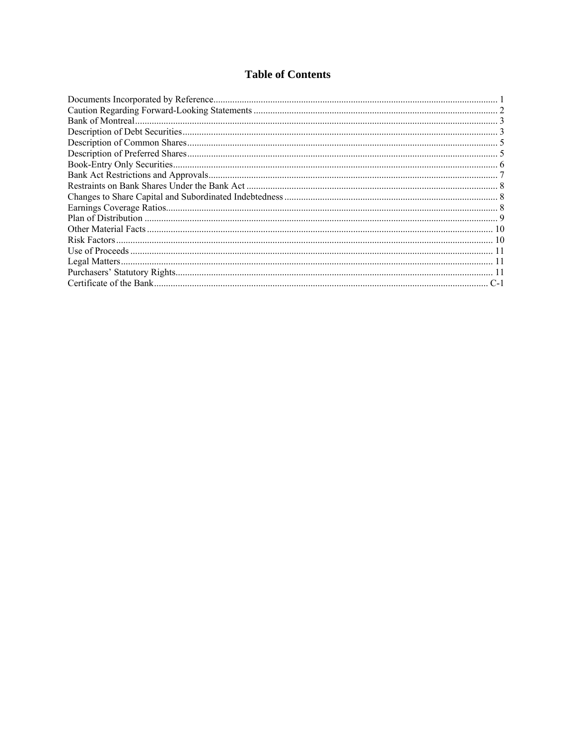# Table of Contents

| | |
|---|---|
| Documents Incorporated by Reference | 1 |
| Caution Regarding Forward-Looking Statements | 2 |
| Bank of Montreal | 3 |
| Description of Debt Securities | 3 |
| Description of Common Shares | 5 |
| Description of Preferred Shares | 5 |
| Book-Entry Only Securities | 6 |
| Bank Act Restrictions and Approvals | 7 |
| Restraints on Bank Shares Under the Bank Act | 8 |
| Changes to Share Capital and Subordinated Indebtedness | 8 |
| Earnings Coverage Ratios | 8 |
| Plan of Distribution | 9 |
| Other Material Facts | 10 |
| Risk Factors | 10 |
| Use of Proceeds | 11 |
| Legal Matters | 11 |
| Purchasers' Statutory Rights | 11 |
| Certificate of the Bank | C-1 |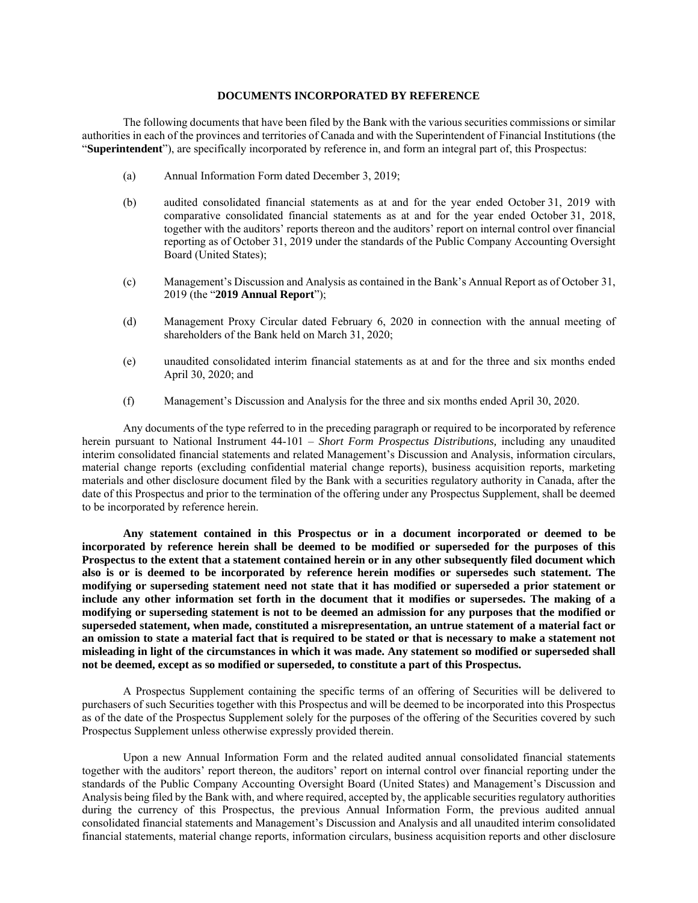## DOCUMENTS INCORPORATED BY REFERENCE

The following documents that have been filed by the Bank with the various securities commissions or similar authorities in each of the provinces and territories of Canada and with the Superintendent of Financial Institutions (the "**Superintendent**"), are specifically incorporated by reference in, and form an integral part of, this Prospectus:

(a) Annual Information Form dated December 3, 2019;

(b) audited consolidated financial statements as at and for the year ended October 31, 2019 with comparative consolidated financial statements as at and for the year ended October 31, 2018, together with the auditors' reports thereon and the auditors' report on internal control over financial reporting as of October 31, 2019 under the standards of the Public Company Accounting Oversight Board (United States);

(c) Management's Discussion and Analysis as contained in the Bank's Annual Report as of October 31, 2019 (the "**2019 Annual Report**");

(d) Management Proxy Circular dated February 6, 2020 in connection with the annual meeting of shareholders of the Bank held on March 31, 2020;

(e) unaudited consolidated interim financial statements as at and for the three and six months ended April 30, 2020; and

(f) Management's Discussion and Analysis for the three and six months ended April 30, 2020.

Any documents of the type referred to in the preceding paragraph or required to be incorporated by reference herein pursuant to National Instrument 44-101 – *Short Form Prospectus Distributions,* including any unaudited interim consolidated financial statements and related Management's Discussion and Analysis, information circulars, material change reports (excluding confidential material change reports), business acquisition reports, marketing materials and other disclosure document filed by the Bank with a securities regulatory authority in Canada, after the date of this Prospectus and prior to the termination of the offering under any Prospectus Supplement, shall be deemed to be incorporated by reference herein.

**Any statement contained in this Prospectus or in a document incorporated or deemed to be incorporated by reference herein shall be deemed to be modified or superseded for the purposes of this Prospectus to the extent that a statement contained herein or in any other subsequently filed document which also is or is deemed to be incorporated by reference herein modifies or supersedes such statement. The modifying or superseding statement need not state that it has modified or superseded a prior statement or include any other information set forth in the document that it modifies or supersedes. The making of a modifying or superseding statement is not to be deemed an admission for any purposes that the modified or superseded statement, when made, constituted a misrepresentation, an untrue statement of a material fact or an omission to state a material fact that is required to be stated or that is necessary to make a statement not misleading in light of the circumstances in which it was made. Any statement so modified or superseded shall not be deemed, except as so modified or superseded, to constitute a part of this Prospectus.**

A Prospectus Supplement containing the specific terms of an offering of Securities will be delivered to purchasers of such Securities together with this Prospectus and will be deemed to be incorporated into this Prospectus as of the date of the Prospectus Supplement solely for the purposes of the offering of the Securities covered by such Prospectus Supplement unless otherwise expressly provided therein.

Upon a new Annual Information Form and the related audited annual consolidated financial statements together with the auditors' report thereon, the auditors' report on internal control over financial reporting under the standards of the Public Company Accounting Oversight Board (United States) and Management's Discussion and Analysis being filed by the Bank with, and where required, accepted by, the applicable securities regulatory authorities during the currency of this Prospectus, the previous Annual Information Form, the previous audited annual consolidated financial statements and Management's Discussion and Analysis and all unaudited interim consolidated financial statements, material change reports, information circulars, business acquisition reports and other disclosure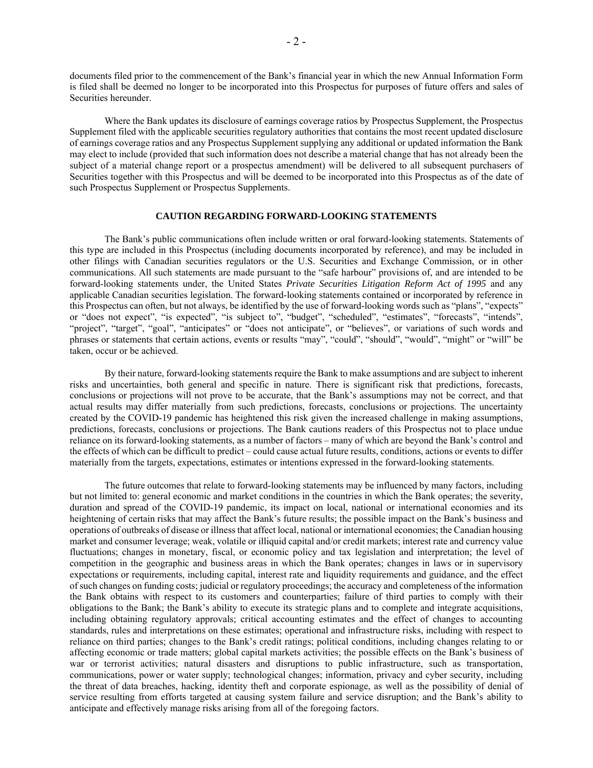documents filed prior to the commencement of the Bank's financial year in which the new Annual Information Form is filed shall be deemed no longer to be incorporated into this Prospectus for purposes of future offers and sales of Securities hereunder.

Where the Bank updates its disclosure of earnings coverage ratios by Prospectus Supplement, the Prospectus Supplement filed with the applicable securities regulatory authorities that contains the most recent updated disclosure of earnings coverage ratios and any Prospectus Supplement supplying any additional or updated information the Bank may elect to include (provided that such information does not describe a material change that has not already been the subject of a material change report or a prospectus amendment) will be delivered to all subsequent purchasers of Securities together with this Prospectus and will be deemed to be incorporated into this Prospectus as of the date of such Prospectus Supplement or Prospectus Supplements.

## CAUTION REGARDING FORWARD-LOOKING STATEMENTS

The Bank's public communications often include written or oral forward-looking statements. Statements of this type are included in this Prospectus (including documents incorporated by reference), and may be included in other filings with Canadian securities regulators or the U.S. Securities and Exchange Commission, or in other communications. All such statements are made pursuant to the "safe harbour" provisions of, and are intended to be forward-looking statements under, the United States *Private Securities Litigation Reform Act of 1995* and any applicable Canadian securities legislation. The forward-looking statements contained or incorporated by reference in this Prospectus can often, but not always, be identified by the use of forward-looking words such as "plans", "expects" or "does not expect", "is expected", "is subject to", "budget", "scheduled", "estimates", "forecasts", "intends", "project", "target", "goal", "anticipates" or "does not anticipate", or "believes", or variations of such words and phrases or statements that certain actions, events or results "may", "could", "should", "would", "might" or "will" be taken, occur or be achieved.

By their nature, forward-looking statements require the Bank to make assumptions and are subject to inherent risks and uncertainties, both general and specific in nature. There is significant risk that predictions, forecasts, conclusions or projections will not prove to be accurate, that the Bank's assumptions may not be correct, and that actual results may differ materially from such predictions, forecasts, conclusions or projections. The uncertainty created by the COVID-19 pandemic has heightened this risk given the increased challenge in making assumptions, predictions, forecasts, conclusions or projections. The Bank cautions readers of this Prospectus not to place undue reliance on its forward-looking statements, as a number of factors – many of which are beyond the Bank's control and the effects of which can be difficult to predict – could cause actual future results, conditions, actions or events to differ materially from the targets, expectations, estimates or intentions expressed in the forward-looking statements.

The future outcomes that relate to forward-looking statements may be influenced by many factors, including but not limited to: general economic and market conditions in the countries in which the Bank operates; the severity, duration and spread of the COVID-19 pandemic, its impact on local, national or international economies and its heightening of certain risks that may affect the Bank's future results; the possible impact on the Bank's business and operations of outbreaks of disease or illness that affect local, national or international economies; the Canadian housing market and consumer leverage; weak, volatile or illiquid capital and/or credit markets; interest rate and currency value fluctuations; changes in monetary, fiscal, or economic policy and tax legislation and interpretation; the level of competition in the geographic and business areas in which the Bank operates; changes in laws or in supervisory expectations or requirements, including capital, interest rate and liquidity requirements and guidance, and the effect of such changes on funding costs; judicial or regulatory proceedings; the accuracy and completeness of the information the Bank obtains with respect to its customers and counterparties; failure of third parties to comply with their obligations to the Bank; the Bank's ability to execute its strategic plans and to complete and integrate acquisitions, including obtaining regulatory approvals; critical accounting estimates and the effect of changes to accounting standards, rules and interpretations on these estimates; operational and infrastructure risks, including with respect to reliance on third parties; changes to the Bank's credit ratings; political conditions, including changes relating to or affecting economic or trade matters; global capital markets activities; the possible effects on the Bank's business of war or terrorist activities; natural disasters and disruptions to public infrastructure, such as transportation, communications, power or water supply; technological changes; information, privacy and cyber security, including the threat of data breaches, hacking, identity theft and corporate espionage, as well as the possibility of denial of service resulting from efforts targeted at causing system failure and service disruption; and the Bank's ability to anticipate and effectively manage risks arising from all of the foregoing factors.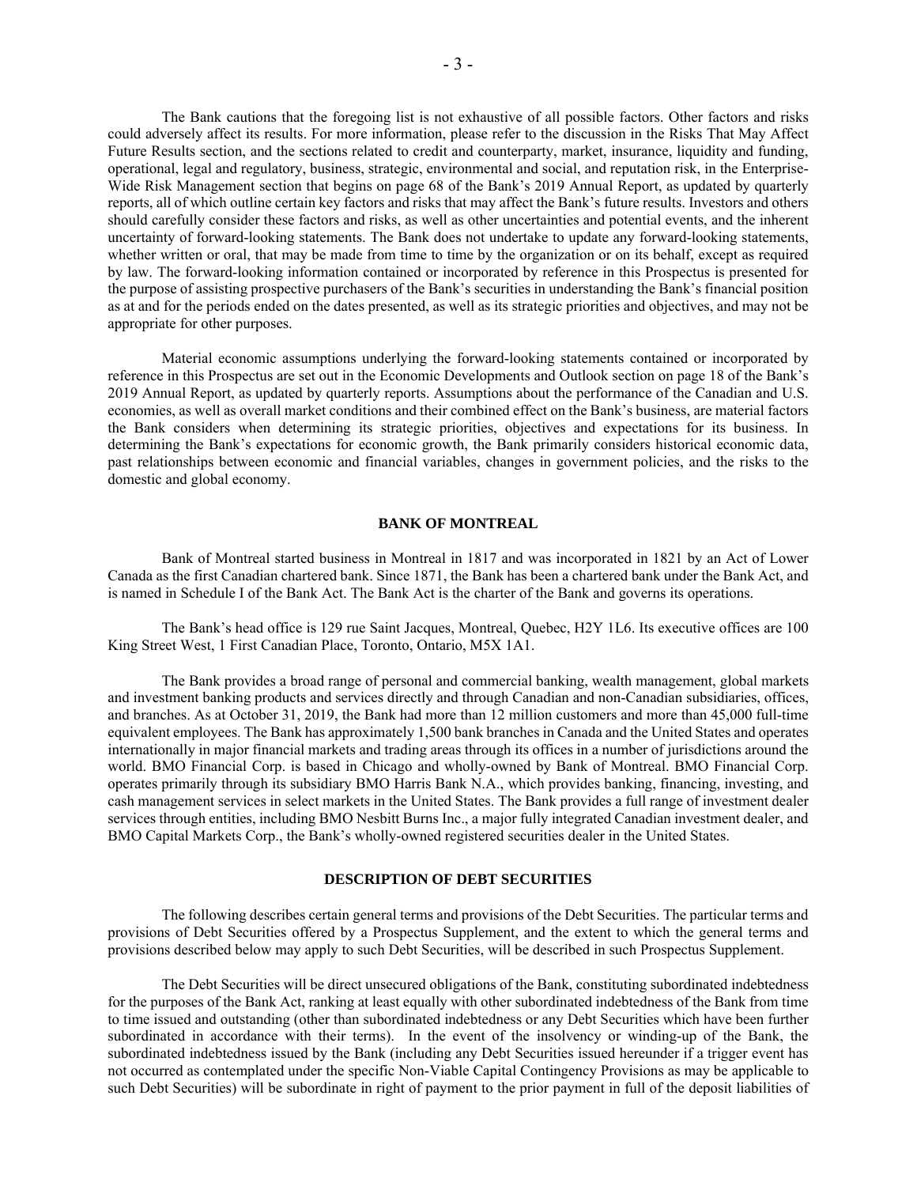The Bank cautions that the foregoing list is not exhaustive of all possible factors. Other factors and risks could adversely affect its results. For more information, please refer to the discussion in the Risks That May Affect Future Results section, and the sections related to credit and counterparty, market, insurance, liquidity and funding, operational, legal and regulatory, business, strategic, environmental and social, and reputation risk, in the Enterprise-Wide Risk Management section that begins on page 68 of the Bank's 2019 Annual Report, as updated by quarterly reports, all of which outline certain key factors and risks that may affect the Bank's future results. Investors and others should carefully consider these factors and risks, as well as other uncertainties and potential events, and the inherent uncertainty of forward-looking statements. The Bank does not undertake to update any forward-looking statements, whether written or oral, that may be made from time to time by the organization or on its behalf, except as required by law. The forward-looking information contained or incorporated by reference in this Prospectus is presented for the purpose of assisting prospective purchasers of the Bank's securities in understanding the Bank's financial position as at and for the periods ended on the dates presented, as well as its strategic priorities and objectives, and may not be appropriate for other purposes.

Material economic assumptions underlying the forward-looking statements contained or incorporated by reference in this Prospectus are set out in the Economic Developments and Outlook section on page 18 of the Bank's 2019 Annual Report, as updated by quarterly reports. Assumptions about the performance of the Canadian and U.S. economies, as well as overall market conditions and their combined effect on the Bank's business, are material factors the Bank considers when determining its strategic priorities, objectives and expectations for its business. In determining the Bank's expectations for economic growth, the Bank primarily considers historical economic data, past relationships between economic and financial variables, changes in government policies, and the risks to the domestic and global economy.

## BANK OF MONTREAL

Bank of Montreal started business in Montreal in 1817 and was incorporated in 1821 by an Act of Lower Canada as the first Canadian chartered bank. Since 1871, the Bank has been a chartered bank under the Bank Act, and is named in Schedule I of the Bank Act. The Bank Act is the charter of the Bank and governs its operations.

The Bank's head office is 129 rue Saint Jacques, Montreal, Quebec, H2Y 1L6. Its executive offices are 100 King Street West, 1 First Canadian Place, Toronto, Ontario, M5X 1A1.

The Bank provides a broad range of personal and commercial banking, wealth management, global markets and investment banking products and services directly and through Canadian and non-Canadian subsidiaries, offices, and branches. As at October 31, 2019, the Bank had more than 12 million customers and more than 45,000 full-time equivalent employees. The Bank has approximately 1,500 bank branches in Canada and the United States and operates internationally in major financial markets and trading areas through its offices in a number of jurisdictions around the world. BMO Financial Corp. is based in Chicago and wholly-owned by Bank of Montreal. BMO Financial Corp. operates primarily through its subsidiary BMO Harris Bank N.A., which provides banking, financing, investing, and cash management services in select markets in the United States. The Bank provides a full range of investment dealer services through entities, including BMO Nesbitt Burns Inc., a major fully integrated Canadian investment dealer, and BMO Capital Markets Corp., the Bank's wholly-owned registered securities dealer in the United States.

## DESCRIPTION OF DEBT SECURITIES

The following describes certain general terms and provisions of the Debt Securities. The particular terms and provisions of Debt Securities offered by a Prospectus Supplement, and the extent to which the general terms and provisions described below may apply to such Debt Securities, will be described in such Prospectus Supplement.

The Debt Securities will be direct unsecured obligations of the Bank, constituting subordinated indebtedness for the purposes of the Bank Act, ranking at least equally with other subordinated indebtedness of the Bank from time to time issued and outstanding (other than subordinated indebtedness or any Debt Securities which have been further subordinated in accordance with their terms). In the event of the insolvency or winding-up of the Bank, the subordinated indebtedness issued by the Bank (including any Debt Securities issued hereunder if a trigger event has not occurred as contemplated under the specific Non-Viable Capital Contingency Provisions as may be applicable to such Debt Securities) will be subordinate in right of payment to the prior payment in full of the deposit liabilities of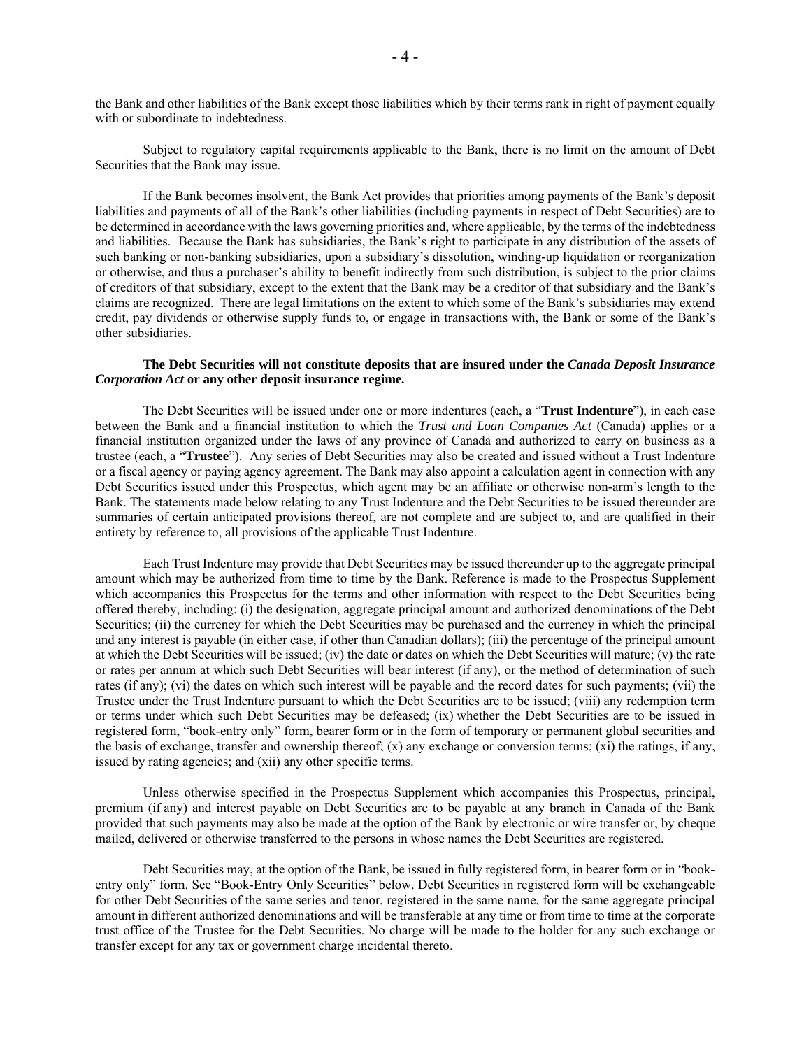the Bank and other liabilities of the Bank except those liabilities which by their terms rank in right of payment equally with or subordinate to indebtedness.

Subject to regulatory capital requirements applicable to the Bank, there is no limit on the amount of Debt Securities that the Bank may issue.

If the Bank becomes insolvent, the Bank Act provides that priorities among payments of the Bank's deposit liabilities and payments of all of the Bank's other liabilities (including payments in respect of Debt Securities) are to be determined in accordance with the laws governing priorities and, where applicable, by the terms of the indebtedness and liabilities. Because the Bank has subsidiaries, the Bank's right to participate in any distribution of the assets of such banking or non-banking subsidiaries, upon a subsidiary's dissolution, winding-up liquidation or reorganization or otherwise, and thus a purchaser's ability to benefit indirectly from such distribution, is subject to the prior claims of creditors of that subsidiary, except to the extent that the Bank may be a creditor of that subsidiary and the Bank's claims are recognized. There are legal limitations on the extent to which some of the Bank's subsidiaries may extend credit, pay dividends or otherwise supply funds to, or engage in transactions with, the Bank or some of the Bank's other subsidiaries.

**The Debt Securities will not constitute deposits that are insured under the *Canada Deposit Insurance Corporation Act* or any other deposit insurance regime.**

The Debt Securities will be issued under one or more indentures (each, a "**Trust Indenture**"), in each case between the Bank and a financial institution to which the *Trust and Loan Companies Act* (Canada) applies or a financial institution organized under the laws of any province of Canada and authorized to carry on business as a trustee (each, a "**Trustee**"). Any series of Debt Securities may also be created and issued without a Trust Indenture or a fiscal agency or paying agency agreement. The Bank may also appoint a calculation agent in connection with any Debt Securities issued under this Prospectus, which agent may be an affiliate or otherwise non-arm's length to the Bank. The statements made below relating to any Trust Indenture and the Debt Securities to be issued thereunder are summaries of certain anticipated provisions thereof, are not complete and are subject to, and are qualified in their entirety by reference to, all provisions of the applicable Trust Indenture.

Each Trust Indenture may provide that Debt Securities may be issued thereunder up to the aggregate principal amount which may be authorized from time to time by the Bank. Reference is made to the Prospectus Supplement which accompanies this Prospectus for the terms and other information with respect to the Debt Securities being offered thereby, including: (i) the designation, aggregate principal amount and authorized denominations of the Debt Securities; (ii) the currency for which the Debt Securities may be purchased and the currency in which the principal and any interest is payable (in either case, if other than Canadian dollars); (iii) the percentage of the principal amount at which the Debt Securities will be issued; (iv) the date or dates on which the Debt Securities will mature; (v) the rate or rates per annum at which such Debt Securities will bear interest (if any), or the method of determination of such rates (if any); (vi) the dates on which such interest will be payable and the record dates for such payments; (vii) the Trustee under the Trust Indenture pursuant to which the Debt Securities are to be issued; (viii) any redemption term or terms under which such Debt Securities may be defeased; (ix) whether the Debt Securities are to be issued in registered form, "book-entry only" form, bearer form or in the form of temporary or permanent global securities and the basis of exchange, transfer and ownership thereof; (x) any exchange or conversion terms; (xi) the ratings, if any, issued by rating agencies; and (xii) any other specific terms.

Unless otherwise specified in the Prospectus Supplement which accompanies this Prospectus, principal, premium (if any) and interest payable on Debt Securities are to be payable at any branch in Canada of the Bank provided that such payments may also be made at the option of the Bank by electronic or wire transfer or, by cheque mailed, delivered or otherwise transferred to the persons in whose names the Debt Securities are registered.

Debt Securities may, at the option of the Bank, be issued in fully registered form, in bearer form or in "book-entry only" form. See "Book-Entry Only Securities" below. Debt Securities in registered form will be exchangeable for other Debt Securities of the same series and tenor, registered in the same name, for the same aggregate principal amount in different authorized denominations and will be transferable at any time or from time to time at the corporate trust office of the Trustee for the Debt Securities. No charge will be made to the holder for any such exchange or transfer except for any tax or government charge incidental thereto.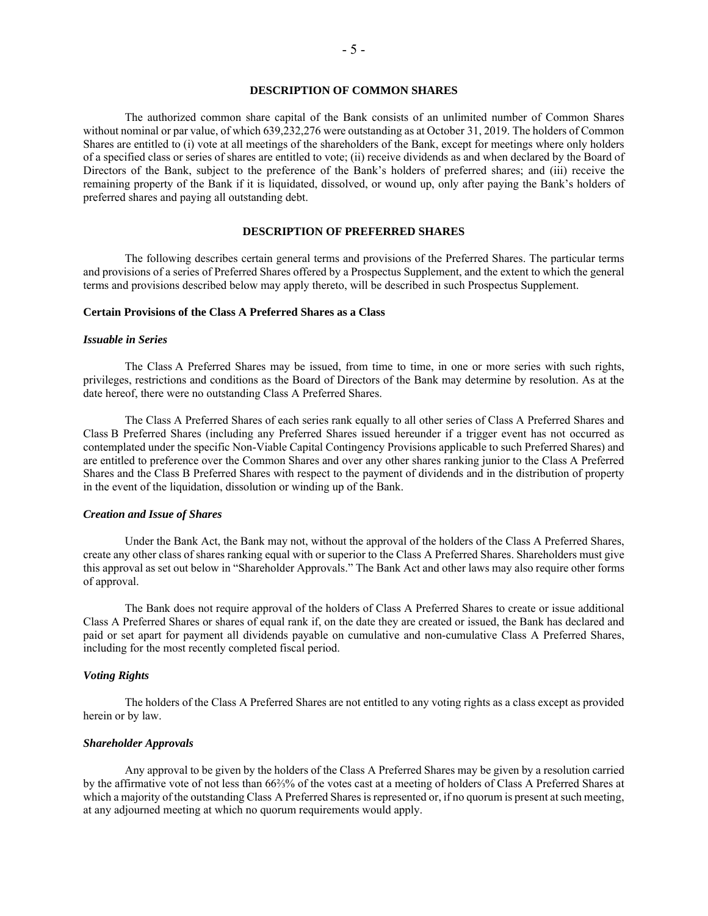## DESCRIPTION OF COMMON SHARES

The authorized common share capital of the Bank consists of an unlimited number of Common Shares without nominal or par value, of which 639,232,276 were outstanding as at October 31, 2019. The holders of Common Shares are entitled to (i) vote at all meetings of the shareholders of the Bank, except for meetings where only holders of a specified class or series of shares are entitled to vote; (ii) receive dividends as and when declared by the Board of Directors of the Bank, subject to the preference of the Bank's holders of preferred shares; and (iii) receive the remaining property of the Bank if it is liquidated, dissolved, or wound up, only after paying the Bank's holders of preferred shares and paying all outstanding debt.

## DESCRIPTION OF PREFERRED SHARES

The following describes certain general terms and provisions of the Preferred Shares. The particular terms and provisions of a series of Preferred Shares offered by a Prospectus Supplement, and the extent to which the general terms and provisions described below may apply thereto, will be described in such Prospectus Supplement.

### Certain Provisions of the Class A Preferred Shares as a Class

#### *Issuable in Series*

The Class A Preferred Shares may be issued, from time to time, in one or more series with such rights, privileges, restrictions and conditions as the Board of Directors of the Bank may determine by resolution. As at the date hereof, there were no outstanding Class A Preferred Shares.

The Class A Preferred Shares of each series rank equally to all other series of Class A Preferred Shares and Class B Preferred Shares (including any Preferred Shares issued hereunder if a trigger event has not occurred as contemplated under the specific Non-Viable Capital Contingency Provisions applicable to such Preferred Shares) and are entitled to preference over the Common Shares and over any other shares ranking junior to the Class A Preferred Shares and the Class B Preferred Shares with respect to the payment of dividends and in the distribution of property in the event of the liquidation, dissolution or winding up of the Bank.

#### *Creation and Issue of Shares*

Under the Bank Act, the Bank may not, without the approval of the holders of the Class A Preferred Shares, create any other class of shares ranking equal with or superior to the Class A Preferred Shares. Shareholders must give this approval as set out below in "Shareholder Approvals." The Bank Act and other laws may also require other forms of approval.

The Bank does not require approval of the holders of Class A Preferred Shares to create or issue additional Class A Preferred Shares or shares of equal rank if, on the date they are created or issued, the Bank has declared and paid or set apart for payment all dividends payable on cumulative and non-cumulative Class A Preferred Shares, including for the most recently completed fiscal period.

#### *Voting Rights*

The holders of the Class A Preferred Shares are not entitled to any voting rights as a class except as provided herein or by law.

#### *Shareholder Approvals*

Any approval to be given by the holders of the Class A Preferred Shares may be given by a resolution carried by the affirmative vote of not less than 66⅔% of the votes cast at a meeting of holders of Class A Preferred Shares at which a majority of the outstanding Class A Preferred Shares is represented or, if no quorum is present at such meeting, at any adjourned meeting at which no quorum requirements would apply.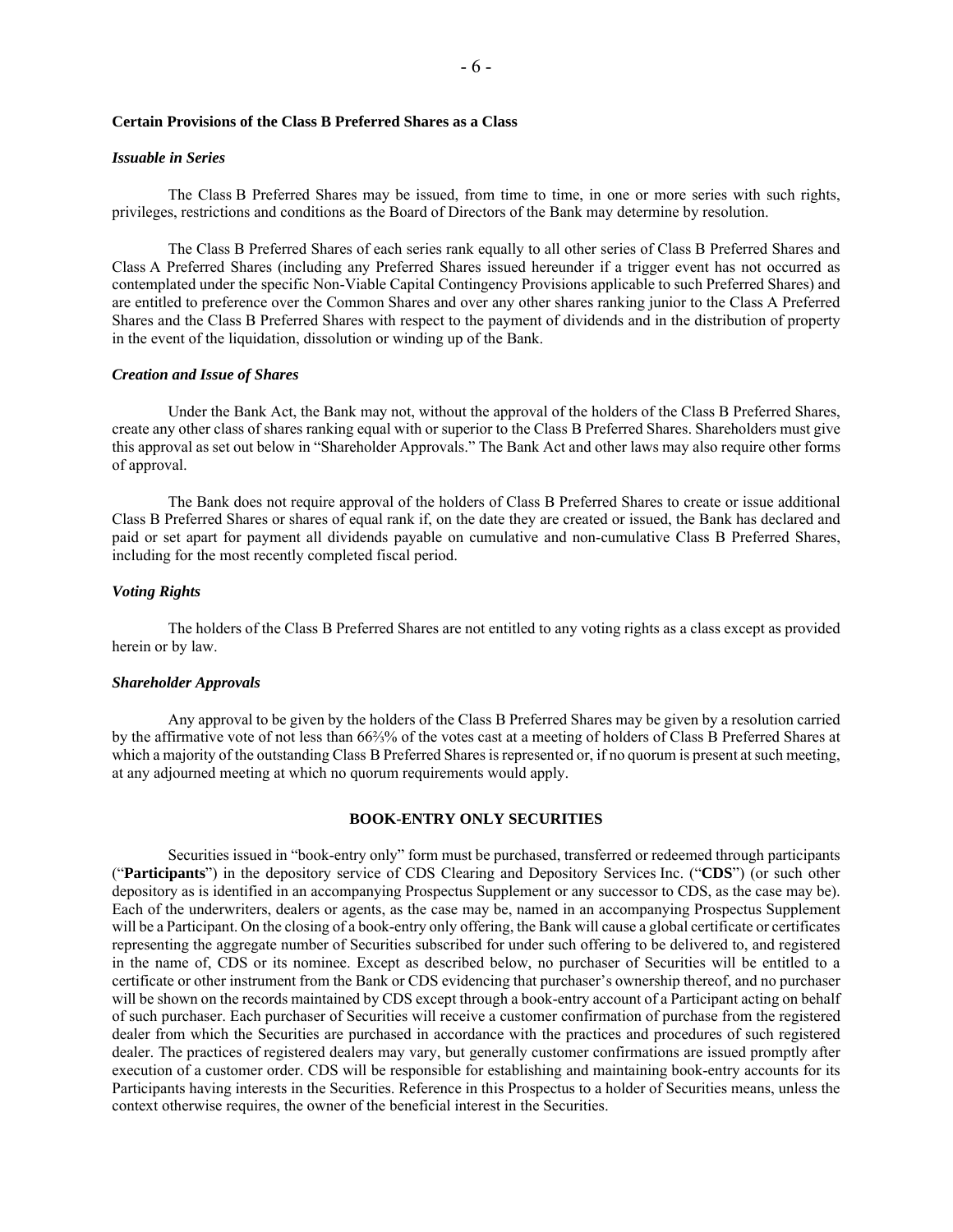## Certain Provisions of the Class B Preferred Shares as a Class

### *Issuable in Series*

The Class B Preferred Shares may be issued, from time to time, in one or more series with such rights, privileges, restrictions and conditions as the Board of Directors of the Bank may determine by resolution.

The Class B Preferred Shares of each series rank equally to all other series of Class B Preferred Shares and Class A Preferred Shares (including any Preferred Shares issued hereunder if a trigger event has not occurred as contemplated under the specific Non-Viable Capital Contingency Provisions applicable to such Preferred Shares) and are entitled to preference over the Common Shares and over any other shares ranking junior to the Class A Preferred Shares and the Class B Preferred Shares with respect to the payment of dividends and in the distribution of property in the event of the liquidation, dissolution or winding up of the Bank.

### *Creation and Issue of Shares*

Under the Bank Act, the Bank may not, without the approval of the holders of the Class B Preferred Shares, create any other class of shares ranking equal with or superior to the Class B Preferred Shares. Shareholders must give this approval as set out below in "Shareholder Approvals." The Bank Act and other laws may also require other forms of approval.

The Bank does not require approval of the holders of Class B Preferred Shares to create or issue additional Class B Preferred Shares or shares of equal rank if, on the date they are created or issued, the Bank has declared and paid or set apart for payment all dividends payable on cumulative and non-cumulative Class B Preferred Shares, including for the most recently completed fiscal period.

### *Voting Rights*

The holders of the Class B Preferred Shares are not entitled to any voting rights as a class except as provided herein or by law.

### *Shareholder Approvals*

Any approval to be given by the holders of the Class B Preferred Shares may be given by a resolution carried by the affirmative vote of not less than 66⅔% of the votes cast at a meeting of holders of Class B Preferred Shares at which a majority of the outstanding Class B Preferred Shares is represented or, if no quorum is present at such meeting, at any adjourned meeting at which no quorum requirements would apply.

## BOOK-ENTRY ONLY SECURITIES

Securities issued in "book-entry only" form must be purchased, transferred or redeemed through participants ("**Participants**") in the depository service of CDS Clearing and Depository Services Inc. ("**CDS**") (or such other depository as is identified in an accompanying Prospectus Supplement or any successor to CDS, as the case may be). Each of the underwriters, dealers or agents, as the case may be, named in an accompanying Prospectus Supplement will be a Participant. On the closing of a book-entry only offering, the Bank will cause a global certificate or certificates representing the aggregate number of Securities subscribed for under such offering to be delivered to, and registered in the name of, CDS or its nominee. Except as described below, no purchaser of Securities will be entitled to a certificate or other instrument from the Bank or CDS evidencing that purchaser's ownership thereof, and no purchaser will be shown on the records maintained by CDS except through a book-entry account of a Participant acting on behalf of such purchaser. Each purchaser of Securities will receive a customer confirmation of purchase from the registered dealer from which the Securities are purchased in accordance with the practices and procedures of such registered dealer. The practices of registered dealers may vary, but generally customer confirmations are issued promptly after execution of a customer order. CDS will be responsible for establishing and maintaining book-entry accounts for its Participants having interests in the Securities. Reference in this Prospectus to a holder of Securities means, unless the context otherwise requires, the owner of the beneficial interest in the Securities.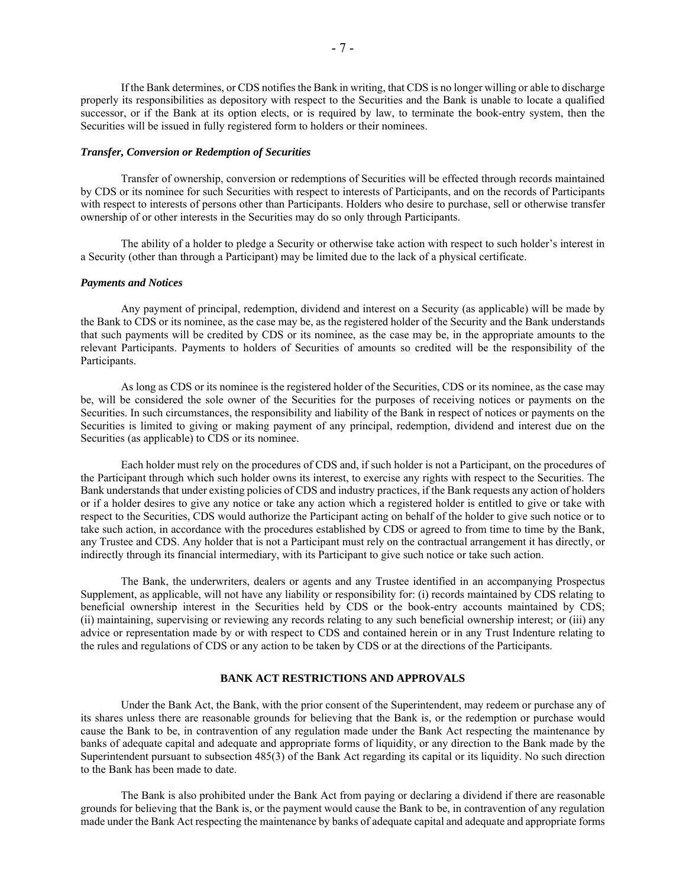If the Bank determines, or CDS notifies the Bank in writing, that CDS is no longer willing or able to discharge properly its responsibilities as depository with respect to the Securities and the Bank is unable to locate a qualified successor, or if the Bank at its option elects, or is required by law, to terminate the book-entry system, then the Securities will be issued in fully registered form to holders or their nominees.

***Transfer, Conversion or Redemption of Securities***

Transfer of ownership, conversion or redemptions of Securities will be effected through records maintained by CDS or its nominee for such Securities with respect to interests of Participants, and on the records of Participants with respect to interests of persons other than Participants. Holders who desire to purchase, sell or otherwise transfer ownership of or other interests in the Securities may do so only through Participants.

The ability of a holder to pledge a Security or otherwise take action with respect to such holder's interest in a Security (other than through a Participant) may be limited due to the lack of a physical certificate.

***Payments and Notices***

Any payment of principal, redemption, dividend and interest on a Security (as applicable) will be made by the Bank to CDS or its nominee, as the case may be, as the registered holder of the Security and the Bank understands that such payments will be credited by CDS or its nominee, as the case may be, in the appropriate amounts to the relevant Participants. Payments to holders of Securities of amounts so credited will be the responsibility of the Participants.

As long as CDS or its nominee is the registered holder of the Securities, CDS or its nominee, as the case may be, will be considered the sole owner of the Securities for the purposes of receiving notices or payments on the Securities. In such circumstances, the responsibility and liability of the Bank in respect of notices or payments on the Securities is limited to giving or making payment of any principal, redemption, dividend and interest due on the Securities (as applicable) to CDS or its nominee.

Each holder must rely on the procedures of CDS and, if such holder is not a Participant, on the procedures of the Participant through which such holder owns its interest, to exercise any rights with respect to the Securities. The Bank understands that under existing policies of CDS and industry practices, if the Bank requests any action of holders or if a holder desires to give any notice or take any action which a registered holder is entitled to give or take with respect to the Securities, CDS would authorize the Participant acting on behalf of the holder to give such notice or to take such action, in accordance with the procedures established by CDS or agreed to from time to time by the Bank, any Trustee and CDS. Any holder that is not a Participant must rely on the contractual arrangement it has directly, or indirectly through its financial intermediary, with its Participant to give such notice or take such action.

The Bank, the underwriters, dealers or agents and any Trustee identified in an accompanying Prospectus Supplement, as applicable, will not have any liability or responsibility for: (i) records maintained by CDS relating to beneficial ownership interest in the Securities held by CDS or the book-entry accounts maintained by CDS; (ii) maintaining, supervising or reviewing any records relating to any such beneficial ownership interest; or (iii) any advice or representation made by or with respect to CDS and contained herein or in any Trust Indenture relating to the rules and regulations of CDS or any action to be taken by CDS or at the directions of the Participants.

## BANK ACT RESTRICTIONS AND APPROVALS

Under the Bank Act, the Bank, with the prior consent of the Superintendent, may redeem or purchase any of its shares unless there are reasonable grounds for believing that the Bank is, or the redemption or purchase would cause the Bank to be, in contravention of any regulation made under the Bank Act respecting the maintenance by banks of adequate capital and adequate and appropriate forms of liquidity, or any direction to the Bank made by the Superintendent pursuant to subsection 485(3) of the Bank Act regarding its capital or its liquidity. No such direction to the Bank has been made to date.

The Bank is also prohibited under the Bank Act from paying or declaring a dividend if there are reasonable grounds for believing that the Bank is, or the payment would cause the Bank to be, in contravention of any regulation made under the Bank Act respecting the maintenance by banks of adequate capital and adequate and appropriate forms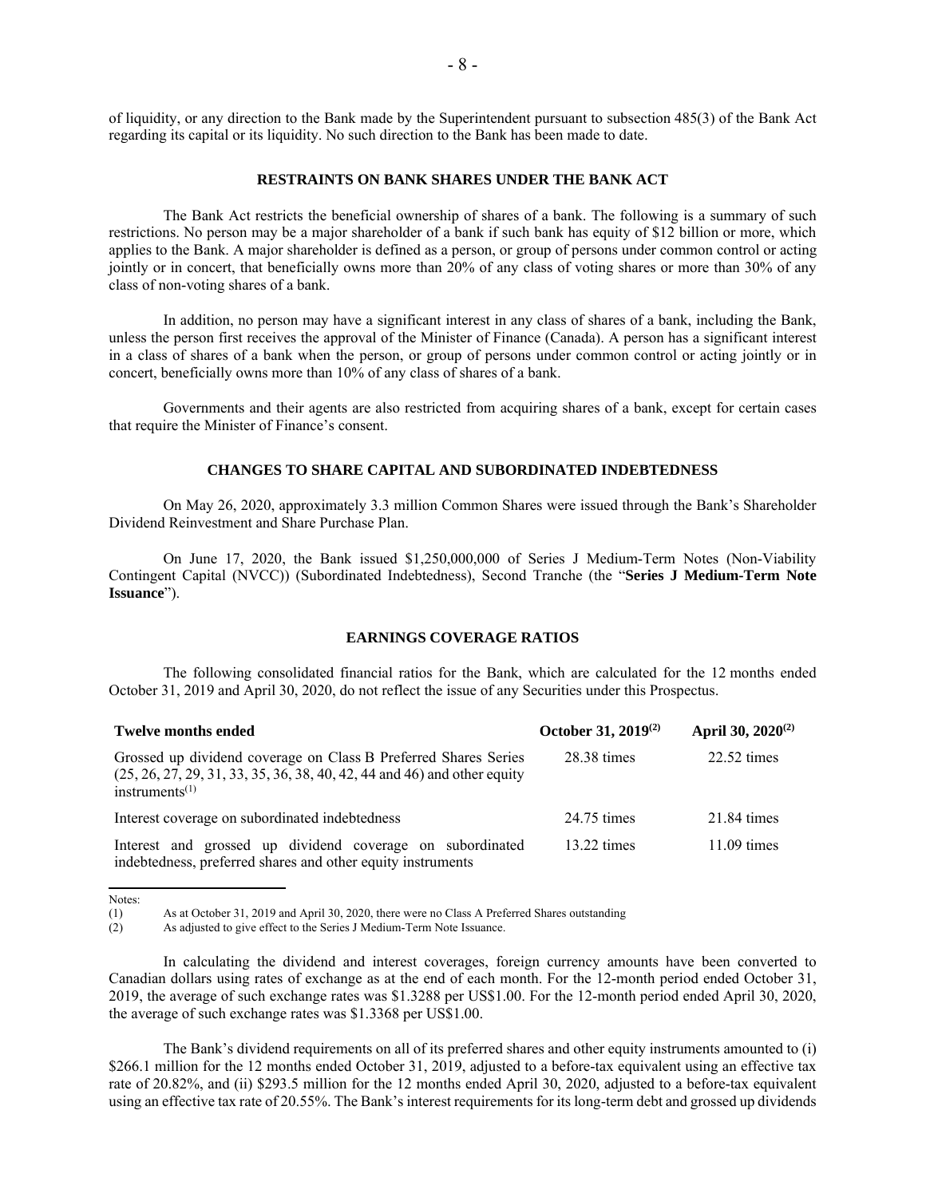of liquidity, or any direction to the Bank made by the Superintendent pursuant to subsection 485(3) of the Bank Act regarding its capital or its liquidity. No such direction to the Bank has been made to date.

## RESTRAINTS ON BANK SHARES UNDER THE BANK ACT

The Bank Act restricts the beneficial ownership of shares of a bank. The following is a summary of such restrictions. No person may be a major shareholder of a bank if such bank has equity of $12 billion or more, which applies to the Bank. A major shareholder is defined as a person, or group of persons under common control or acting jointly or in concert, that beneficially owns more than 20% of any class of voting shares or more than 30% of any class of non-voting shares of a bank.

In addition, no person may have a significant interest in any class of shares of a bank, including the Bank, unless the person first receives the approval of the Minister of Finance (Canada). A person has a significant interest in a class of shares of a bank when the person, or group of persons under common control or acting jointly or in concert, beneficially owns more than 10% of any class of shares of a bank.

Governments and their agents are also restricted from acquiring shares of a bank, except for certain cases that require the Minister of Finance's consent.

## CHANGES TO SHARE CAPITAL AND SUBORDINATED INDEBTEDNESS

On May 26, 2020, approximately 3.3 million Common Shares were issued through the Bank's Shareholder Dividend Reinvestment and Share Purchase Plan.

On June 17, 2020, the Bank issued $1,250,000,000 of Series J Medium-Term Notes (Non-Viability Contingent Capital (NVCC)) (Subordinated Indebtedness), Second Tranche (the "**Series J Medium-Term Note Issuance**").

## EARNINGS COVERAGE RATIOS

The following consolidated financial ratios for the Bank, which are calculated for the 12 months ended October 31, 2019 and April 30, 2020, do not reflect the issue of any Securities under this Prospectus.

| Twelve months ended | October 31, 2019(2) | April 30, 2020(2) |
|---|---|---|
| Grossed up dividend coverage on Class B Preferred Shares Series (25, 26, 27, 29, 31, 33, 35, 36, 38, 40, 42, 44 and 46) and other equity instruments(1) | 28.38 times | 22.52 times |
| Interest coverage on subordinated indebtedness | 24.75 times | 21.84 times |
| Interest and grossed up dividend coverage on subordinated indebtedness, preferred shares and other equity instruments | 13.22 times | 11.09 times |

Notes:

(1) As at October 31, 2019 and April 30, 2020, there were no Class A Preferred Shares outstanding

(2) As adjusted to give effect to the Series J Medium-Term Note Issuance.

In calculating the dividend and interest coverages, foreign currency amounts have been converted to Canadian dollars using rates of exchange as at the end of each month. For the 12-month period ended October 31, 2019, the average of such exchange rates was $1.3288 per US$1.00. For the 12-month period ended April 30, 2020, the average of such exchange rates was $1.3368 per US$1.00.

The Bank's dividend requirements on all of its preferred shares and other equity instruments amounted to (i) $266.1 million for the 12 months ended October 31, 2019, adjusted to a before-tax equivalent using an effective tax rate of 20.82%, and (ii) $293.5 million for the 12 months ended April 30, 2020, adjusted to a before-tax equivalent using an effective tax rate of 20.55%. The Bank's interest requirements for its long-term debt and grossed up dividends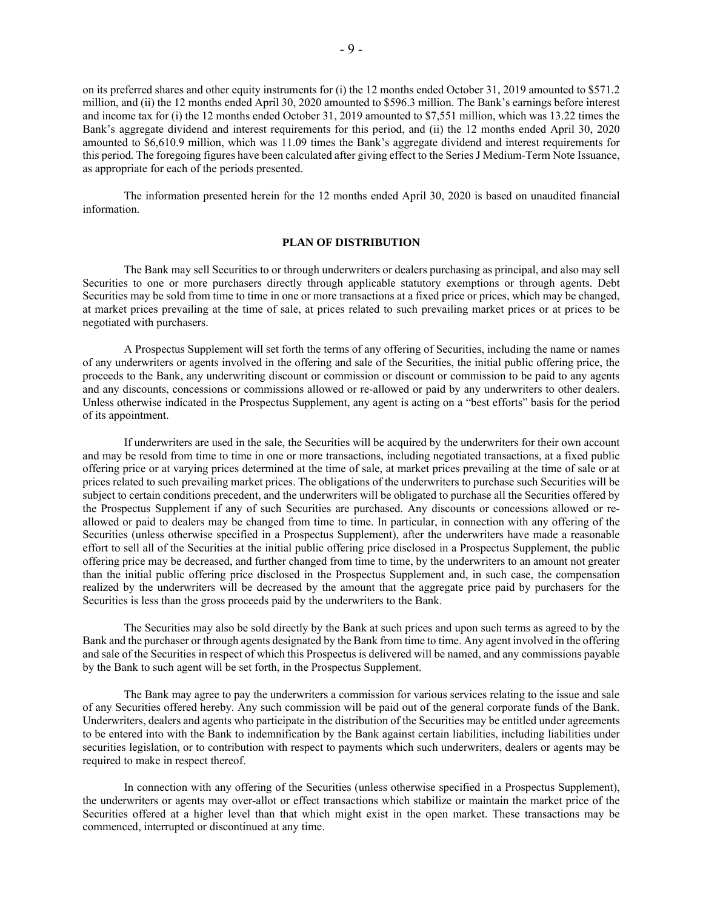on its preferred shares and other equity instruments for (i) the 12 months ended October 31, 2019 amounted to $571.2 million, and (ii) the 12 months ended April 30, 2020 amounted to $596.3 million. The Bank's earnings before interest and income tax for (i) the 12 months ended October 31, 2019 amounted to $7,551 million, which was 13.22 times the Bank's aggregate dividend and interest requirements for this period, and (ii) the 12 months ended April 30, 2020 amounted to $6,610.9 million, which was 11.09 times the Bank's aggregate dividend and interest requirements for this period. The foregoing figures have been calculated after giving effect to the Series J Medium-Term Note Issuance, as appropriate for each of the periods presented.

The information presented herein for the 12 months ended April 30, 2020 is based on unaudited financial information.

## PLAN OF DISTRIBUTION

The Bank may sell Securities to or through underwriters or dealers purchasing as principal, and also may sell Securities to one or more purchasers directly through applicable statutory exemptions or through agents. Debt Securities may be sold from time to time in one or more transactions at a fixed price or prices, which may be changed, at market prices prevailing at the time of sale, at prices related to such prevailing market prices or at prices to be negotiated with purchasers.

A Prospectus Supplement will set forth the terms of any offering of Securities, including the name or names of any underwriters or agents involved in the offering and sale of the Securities, the initial public offering price, the proceeds to the Bank, any underwriting discount or commission or discount or commission to be paid to any agents and any discounts, concessions or commissions allowed or re-allowed or paid by any underwriters to other dealers. Unless otherwise indicated in the Prospectus Supplement, any agent is acting on a "best efforts" basis for the period of its appointment.

If underwriters are used in the sale, the Securities will be acquired by the underwriters for their own account and may be resold from time to time in one or more transactions, including negotiated transactions, at a fixed public offering price or at varying prices determined at the time of sale, at market prices prevailing at the time of sale or at prices related to such prevailing market prices. The obligations of the underwriters to purchase such Securities will be subject to certain conditions precedent, and the underwriters will be obligated to purchase all the Securities offered by the Prospectus Supplement if any of such Securities are purchased. Any discounts or concessions allowed or re-allowed or paid to dealers may be changed from time to time. In particular, in connection with any offering of the Securities (unless otherwise specified in a Prospectus Supplement), after the underwriters have made a reasonable effort to sell all of the Securities at the initial public offering price disclosed in a Prospectus Supplement, the public offering price may be decreased, and further changed from time to time, by the underwriters to an amount not greater than the initial public offering price disclosed in the Prospectus Supplement and, in such case, the compensation realized by the underwriters will be decreased by the amount that the aggregate price paid by purchasers for the Securities is less than the gross proceeds paid by the underwriters to the Bank.

The Securities may also be sold directly by the Bank at such prices and upon such terms as agreed to by the Bank and the purchaser or through agents designated by the Bank from time to time. Any agent involved in the offering and sale of the Securities in respect of which this Prospectus is delivered will be named, and any commissions payable by the Bank to such agent will be set forth, in the Prospectus Supplement.

The Bank may agree to pay the underwriters a commission for various services relating to the issue and sale of any Securities offered hereby. Any such commission will be paid out of the general corporate funds of the Bank. Underwriters, dealers and agents who participate in the distribution of the Securities may be entitled under agreements to be entered into with the Bank to indemnification by the Bank against certain liabilities, including liabilities under securities legislation, or to contribution with respect to payments which such underwriters, dealers or agents may be required to make in respect thereof.

In connection with any offering of the Securities (unless otherwise specified in a Prospectus Supplement), the underwriters or agents may over-allot or effect transactions which stabilize or maintain the market price of the Securities offered at a higher level than that which might exist in the open market. These transactions may be commenced, interrupted or discontinued at any time.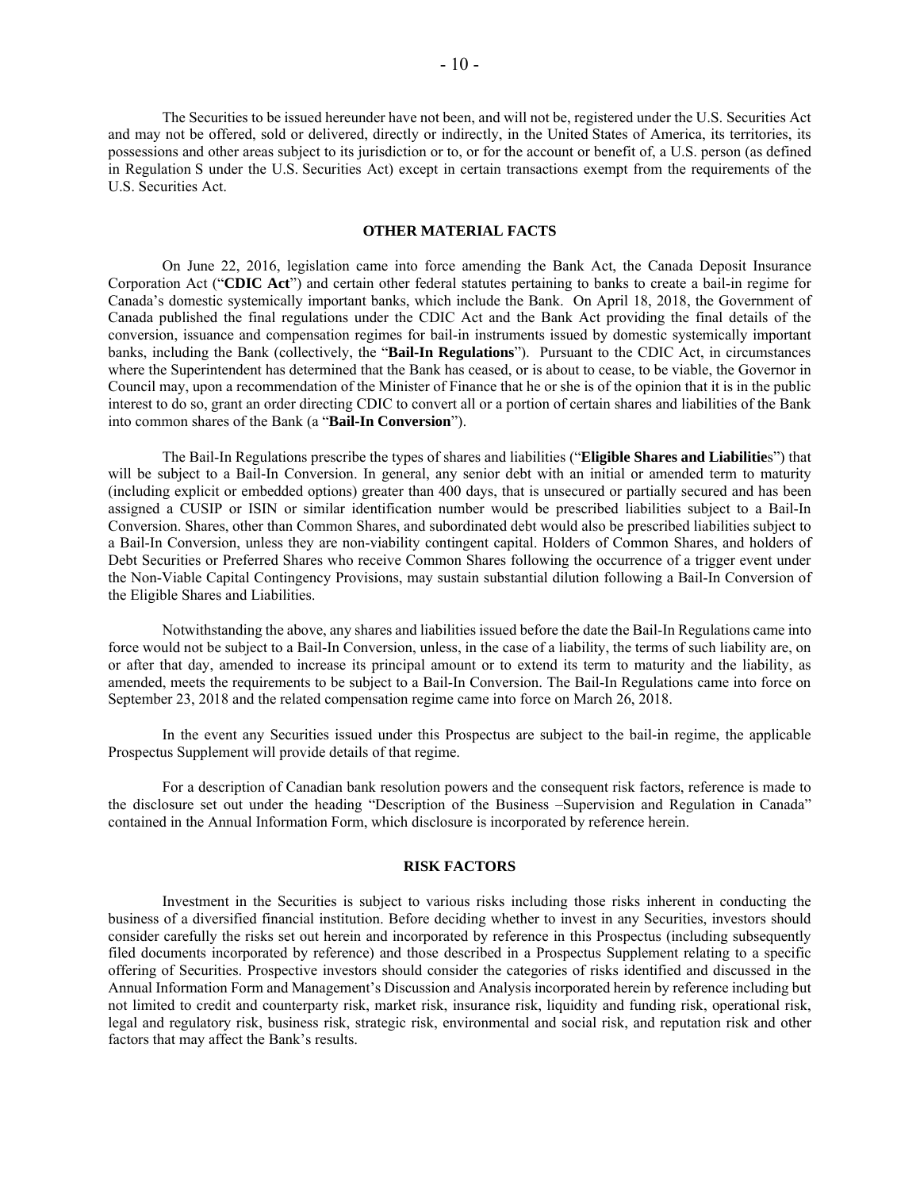The Securities to be issued hereunder have not been, and will not be, registered under the U.S. Securities Act and may not be offered, sold or delivered, directly or indirectly, in the United States of America, its territories, its possessions and other areas subject to its jurisdiction or to, or for the account or benefit of, a U.S. person (as defined in Regulation S under the U.S. Securities Act) except in certain transactions exempt from the requirements of the U.S. Securities Act.

## OTHER MATERIAL FACTS

On June 22, 2016, legislation came into force amending the Bank Act, the Canada Deposit Insurance Corporation Act ("**CDIC Act**") and certain other federal statutes pertaining to banks to create a bail-in regime for Canada's domestic systemically important banks, which include the Bank. On April 18, 2018, the Government of Canada published the final regulations under the CDIC Act and the Bank Act providing the final details of the conversion, issuance and compensation regimes for bail-in instruments issued by domestic systemically important banks, including the Bank (collectively, the "**Bail-In Regulations**"). Pursuant to the CDIC Act, in circumstances where the Superintendent has determined that the Bank has ceased, or is about to cease, to be viable, the Governor in Council may, upon a recommendation of the Minister of Finance that he or she is of the opinion that it is in the public interest to do so, grant an order directing CDIC to convert all or a portion of certain shares and liabilities of the Bank into common shares of the Bank (a "**Bail-In Conversion**").

The Bail-In Regulations prescribe the types of shares and liabilities ("**Eligible Shares and Liabilitie**s") that will be subject to a Bail-In Conversion. In general, any senior debt with an initial or amended term to maturity (including explicit or embedded options) greater than 400 days, that is unsecured or partially secured and has been assigned a CUSIP or ISIN or similar identification number would be prescribed liabilities subject to a Bail-In Conversion. Shares, other than Common Shares, and subordinated debt would also be prescribed liabilities subject to a Bail-In Conversion, unless they are non-viability contingent capital. Holders of Common Shares, and holders of Debt Securities or Preferred Shares who receive Common Shares following the occurrence of a trigger event under the Non-Viable Capital Contingency Provisions, may sustain substantial dilution following a Bail-In Conversion of the Eligible Shares and Liabilities.

Notwithstanding the above, any shares and liabilities issued before the date the Bail-In Regulations came into force would not be subject to a Bail-In Conversion, unless, in the case of a liability, the terms of such liability are, on or after that day, amended to increase its principal amount or to extend its term to maturity and the liability, as amended, meets the requirements to be subject to a Bail-In Conversion. The Bail-In Regulations came into force on September 23, 2018 and the related compensation regime came into force on March 26, 2018.

In the event any Securities issued under this Prospectus are subject to the bail-in regime, the applicable Prospectus Supplement will provide details of that regime.

For a description of Canadian bank resolution powers and the consequent risk factors, reference is made to the disclosure set out under the heading "Description of the Business –Supervision and Regulation in Canada" contained in the Annual Information Form, which disclosure is incorporated by reference herein.

## RISK FACTORS

Investment in the Securities is subject to various risks including those risks inherent in conducting the business of a diversified financial institution. Before deciding whether to invest in any Securities, investors should consider carefully the risks set out herein and incorporated by reference in this Prospectus (including subsequently filed documents incorporated by reference) and those described in a Prospectus Supplement relating to a specific offering of Securities. Prospective investors should consider the categories of risks identified and discussed in the Annual Information Form and Management's Discussion and Analysis incorporated herein by reference including but not limited to credit and counterparty risk, market risk, insurance risk, liquidity and funding risk, operational risk, legal and regulatory risk, business risk, strategic risk, environmental and social risk, and reputation risk and other factors that may affect the Bank's results.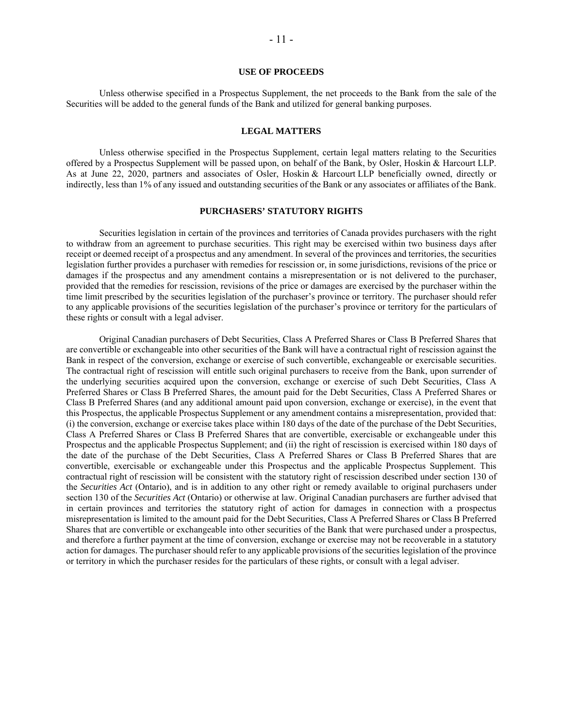## USE OF PROCEEDS

Unless otherwise specified in a Prospectus Supplement, the net proceeds to the Bank from the sale of the Securities will be added to the general funds of the Bank and utilized for general banking purposes.

## LEGAL MATTERS

Unless otherwise specified in the Prospectus Supplement, certain legal matters relating to the Securities offered by a Prospectus Supplement will be passed upon, on behalf of the Bank, by Osler, Hoskin & Harcourt LLP. As at June 22, 2020, partners and associates of Osler, Hoskin & Harcourt LLP beneficially owned, directly or indirectly, less than 1% of any issued and outstanding securities of the Bank or any associates or affiliates of the Bank.

## PURCHASERS' STATUTORY RIGHTS

Securities legislation in certain of the provinces and territories of Canada provides purchasers with the right to withdraw from an agreement to purchase securities. This right may be exercised within two business days after receipt or deemed receipt of a prospectus and any amendment. In several of the provinces and territories, the securities legislation further provides a purchaser with remedies for rescission or, in some jurisdictions, revisions of the price or damages if the prospectus and any amendment contains a misrepresentation or is not delivered to the purchaser, provided that the remedies for rescission, revisions of the price or damages are exercised by the purchaser within the time limit prescribed by the securities legislation of the purchaser's province or territory. The purchaser should refer to any applicable provisions of the securities legislation of the purchaser's province or territory for the particulars of these rights or consult with a legal adviser.

Original Canadian purchasers of Debt Securities, Class A Preferred Shares or Class B Preferred Shares that are convertible or exchangeable into other securities of the Bank will have a contractual right of rescission against the Bank in respect of the conversion, exchange or exercise of such convertible, exchangeable or exercisable securities. The contractual right of rescission will entitle such original purchasers to receive from the Bank, upon surrender of the underlying securities acquired upon the conversion, exchange or exercise of such Debt Securities, Class A Preferred Shares or Class B Preferred Shares, the amount paid for the Debt Securities, Class A Preferred Shares or Class B Preferred Shares (and any additional amount paid upon conversion, exchange or exercise), in the event that this Prospectus, the applicable Prospectus Supplement or any amendment contains a misrepresentation, provided that: (i) the conversion, exchange or exercise takes place within 180 days of the date of the purchase of the Debt Securities, Class A Preferred Shares or Class B Preferred Shares that are convertible, exercisable or exchangeable under this Prospectus and the applicable Prospectus Supplement; and (ii) the right of rescission is exercised within 180 days of the date of the purchase of the Debt Securities, Class A Preferred Shares or Class B Preferred Shares that are convertible, exercisable or exchangeable under this Prospectus and the applicable Prospectus Supplement. This contractual right of rescission will be consistent with the statutory right of rescission described under section 130 of the *Securities Act* (Ontario), and is in addition to any other right or remedy available to original purchasers under section 130 of the *Securities Act* (Ontario) or otherwise at law. Original Canadian purchasers are further advised that in certain provinces and territories the statutory right of action for damages in connection with a prospectus misrepresentation is limited to the amount paid for the Debt Securities, Class A Preferred Shares or Class B Preferred Shares that are convertible or exchangeable into other securities of the Bank that were purchased under a prospectus, and therefore a further payment at the time of conversion, exchange or exercise may not be recoverable in a statutory action for damages. The purchaser should refer to any applicable provisions of the securities legislation of the province or territory in which the purchaser resides for the particulars of these rights, or consult with a legal adviser.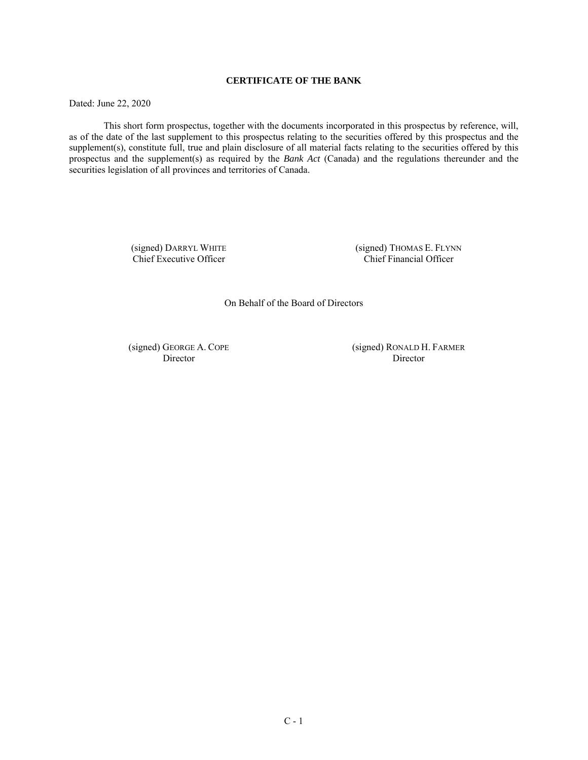**CERTIFICATE OF THE BANK**

Dated: June 22, 2020

This short form prospectus, together with the documents incorporated in this prospectus by reference, will, as of the date of the last supplement to this prospectus relating to the securities offered by this prospectus and the supplement(s), constitute full, true and plain disclosure of all material facts relating to the securities offered by this prospectus and the supplement(s) as required by the *Bank Act* (Canada) and the regulations thereunder and the securities legislation of all provinces and territories of Canada.

(signed) DARRYL WHITE
Chief Executive Officer

(signed) THOMAS E. FLYNN
Chief Financial Officer

On Behalf of the Board of Directors

(signed) GEORGE A. COPE
Director

(signed) RONALD H. FARMER
Director